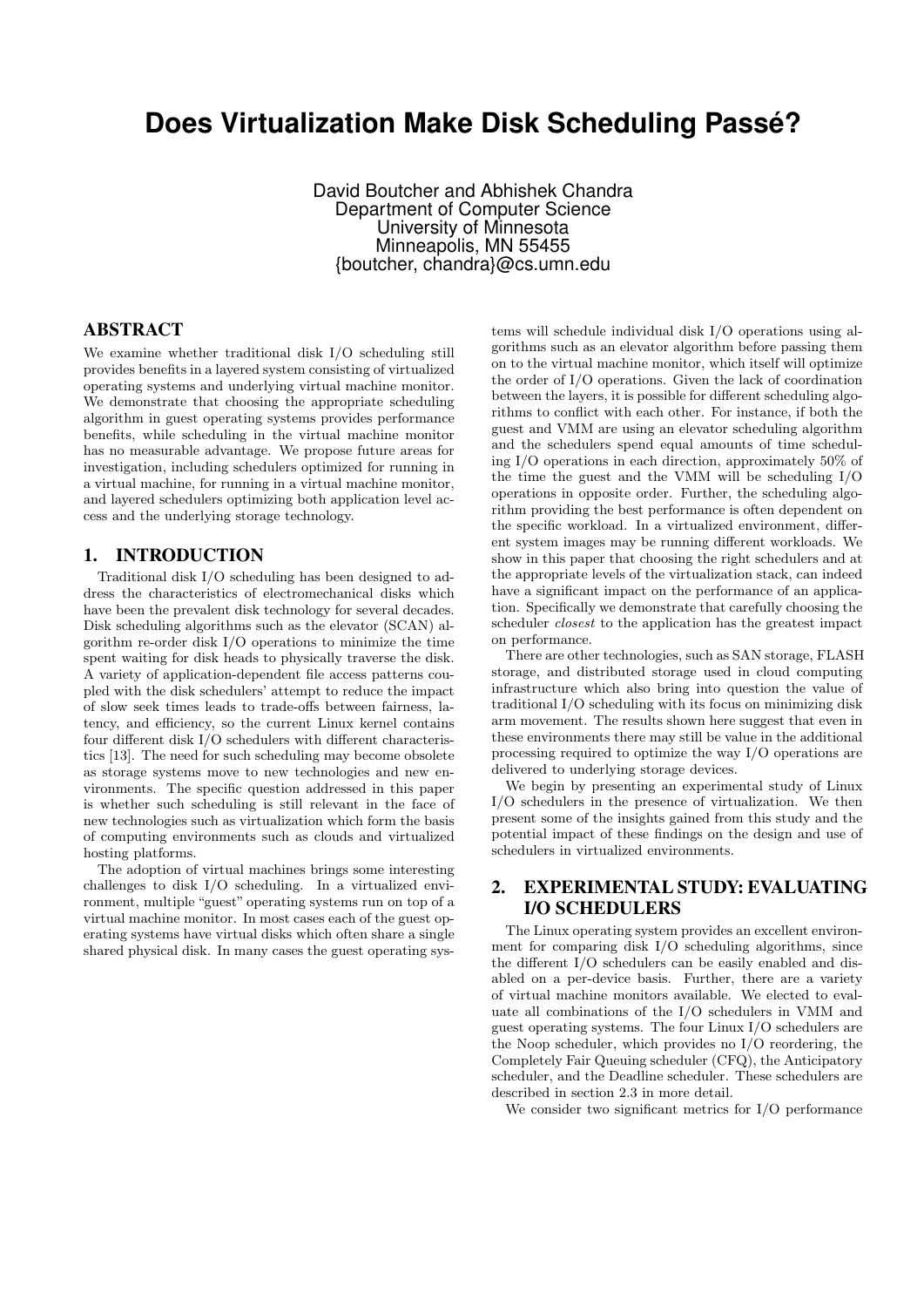# Does Virtualization Make Disk Scheduling Passé?

David Boutcher and Abhishek Chandra
Department of Computer Science
University of Minnesota
Minneapolis, MN 55455
{boutcher, chandra}@cs.umn.edu

## ABSTRACT

We examine whether traditional disk I/O scheduling still provides benefits in a layered system consisting of virtualized operating systems and underlying virtual machine monitor. We demonstrate that choosing the appropriate scheduling algorithm in guest operating systems provides performance benefits, while scheduling in the virtual machine monitor has no measurable advantage. We propose future areas for investigation, including schedulers optimized for running in a virtual machine, for running in a virtual machine monitor, and layered schedulers optimizing both application level access and the underlying storage technology.

## 1. INTRODUCTION

Traditional disk I/O scheduling has been designed to address the characteristics of electromechanical disks which have been the prevalent disk technology for several decades. Disk scheduling algorithms such as the elevator (SCAN) algorithm re-order disk I/O operations to minimize the time spent waiting for disk heads to physically traverse the disk. A variety of application-dependent file access patterns coupled with the disk schedulers' attempt to reduce the impact of slow seek times leads to trade-offs between fairness, latency, and efficiency, so the current Linux kernel contains four different disk I/O schedulers with different characteristics [13]. The need for such scheduling may become obsolete as storage systems move to new technologies and new environments. The specific question addressed in this paper is whether such scheduling is still relevant in the face of new technologies such as virtualization which form the basis of computing environments such as clouds and virtualized hosting platforms.

The adoption of virtual machines brings some interesting challenges to disk I/O scheduling. In a virtualized environment, multiple "guest" operating systems run on top of a virtual machine monitor. In most cases each of the guest operating systems have virtual disks which often share a single shared physical disk. In many cases the guest operating systems will schedule individual disk I/O operations using algorithms such as an elevator algorithm before passing them on to the virtual machine monitor, which itself will optimize the order of I/O operations. Given the lack of coordination between the layers, it is possible for different scheduling algorithms to conflict with each other. For instance, if both the guest and VMM are using an elevator scheduling algorithm and the schedulers spend equal amounts of time scheduling I/O operations in each direction, approximately 50% of the time the guest and the VMM will be scheduling I/O operations in opposite order. Further, the scheduling algorithm providing the best performance is often dependent on the specific workload. In a virtualized environment, different system images may be running different workloads. We show in this paper that choosing the right schedulers and at the appropriate levels of the virtualization stack, can indeed have a significant impact on the performance of an application. Specifically we demonstrate that carefully choosing the scheduler *closest* to the application has the greatest impact on performance.

There are other technologies, such as SAN storage, FLASH storage, and distributed storage used in cloud computing infrastructure which also bring into question the value of traditional I/O scheduling with its focus on minimizing disk arm movement. The results shown here suggest that even in these environments there may still be value in the additional processing required to optimize the way I/O operations are delivered to underlying storage devices.

We begin by presenting an experimental study of Linux I/O schedulers in the presence of virtualization. We then present some of the insights gained from this study and the potential impact of these findings on the design and use of schedulers in virtualized environments.

## 2. EXPERIMENTAL STUDY: EVALUATING I/O SCHEDULERS

The Linux operating system provides an excellent environment for comparing disk I/O scheduling algorithms, since the different I/O schedulers can be easily enabled and disabled on a per-device basis. Further, there are a variety of virtual machine monitors available. We elected to evaluate all combinations of the I/O schedulers in VMM and guest operating systems. The four Linux I/O schedulers are the Noop scheduler, which provides no I/O reordering, the Completely Fair Queuing scheduler (CFQ), the Anticipatory scheduler, and the Deadline scheduler. These schedulers are described in section 2.3 in more detail.

We consider two significant metrics for I/O performance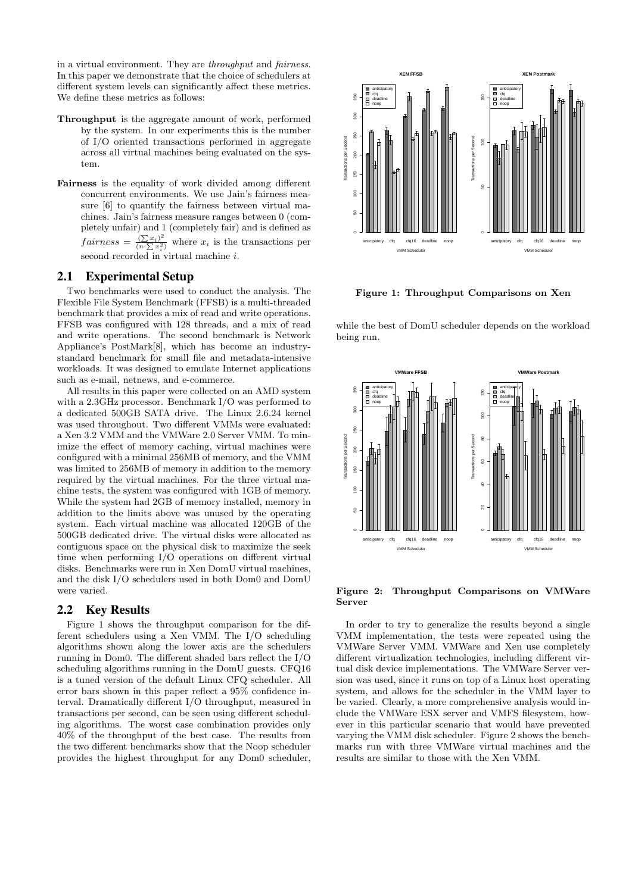in a virtual environment. They are *throughput* and *fairness*. In this paper we demonstrate that the choice of schedulers at different system levels can significantly affect these metrics. We define these metrics as follows:

**Throughput** is the aggregate amount of work, performed by the system. In our experiments this is the number of I/O oriented transactions performed in aggregate across all virtual machines being evaluated on the system.

**Fairness** is the equality of work divided among different concurrent environments. We use Jain's fairness measure [6] to quantify the fairness between virtual machines. Jain's fairness measure ranges between 0 (completely unfair) and 1 (completely fair) and is defined as $fairness = \frac{(\sum x_i)^2}{(n \cdot \sum x_i^2)}$ where $x_i$ is the transactions per second recorded in virtual machine $i$.

## 2.1 Experimental Setup

Two benchmarks were used to conduct the analysis. The Flexible File System Benchmark (FFSB) is a multi-threaded benchmark that provides a mix of read and write operations. FFSB was configured with 128 threads, and a mix of read and write operations. The second benchmark is Network Appliance's PostMark[8], which has become an industry-standard benchmark for small file and metadata-intensive workloads. It was designed to emulate Internet applications such as e-mail, netnews, and e-commerce.

All results in this paper were collected on an AMD system with a 2.3GHz processor. Benchmark I/O was performed to a dedicated 500GB SATA drive. The Linux 2.6.24 kernel was used throughout. Two different VMMs were evaluated: a Xen 3.2 VMM and the VMWare 2.0 Server VMM. To minimize the effect of memory caching, virtual machines were configured with a minimal 256MB of memory, and the VMM was limited to 256MB of memory in addition to the memory required by the virtual machines. For the three virtual machine tests, the system was configured with 1GB of memory. While the system had 2GB of memory installed, memory in addition to the limits above was unused by the operating system. Each virtual machine was allocated 120GB of the 500GB dedicated drive. The virtual disks were allocated as contiguous space on the physical disk to maximize the seek time when performing I/O operations on different virtual disks. Benchmarks were run in Xen DomU virtual machines, and the disk I/O schedulers used in both Dom0 and DomU were varied.

## 2.2 Key Results

Figure 1 shows the throughput comparison for the different schedulers using a Xen VMM. The I/O scheduling algorithms shown along the lower axis are the schedulers running in Dom0. The different shaded bars reflect the I/O scheduling algorithms running in the DomU guests. CFQ16 is a tuned version of the default Linux CFQ scheduler. All error bars shown in this paper reflect a 95% confidence interval. Dramatically different I/O throughput, measured in transactions per second, can be seen using different scheduling algorithms. The worst case combination provides only 40% of the throughput of the best case. The results from the two different benchmarks show that the Noop scheduler provides the highest throughput for any Dom0 scheduler, while the best of DomU scheduler depends on the workload being run.

**Figure 1: Throughput Comparisons on Xen**

**Figure 2: Throughput Comparisons on VMWare Server**

In order to try to generalize the results beyond a single VMM implementation, the tests were repeated using the VMWare Server VMM. VMWare and Xen use completely different virtualization technologies, including different virtual disk device implementations. The VMWare Server version was used, since it runs on top of a Linux host operating system, and allows for the scheduler in the VMM layer to be varied. Clearly, a more comprehensive analysis would include the VMWare ESX server and VMFS filesystem, however in this particular scenario that would have prevented varying the VMM disk scheduler. Figure 2 shows the benchmarks run with three VMWare virtual machines and the results are similar to those with the Xen VMM.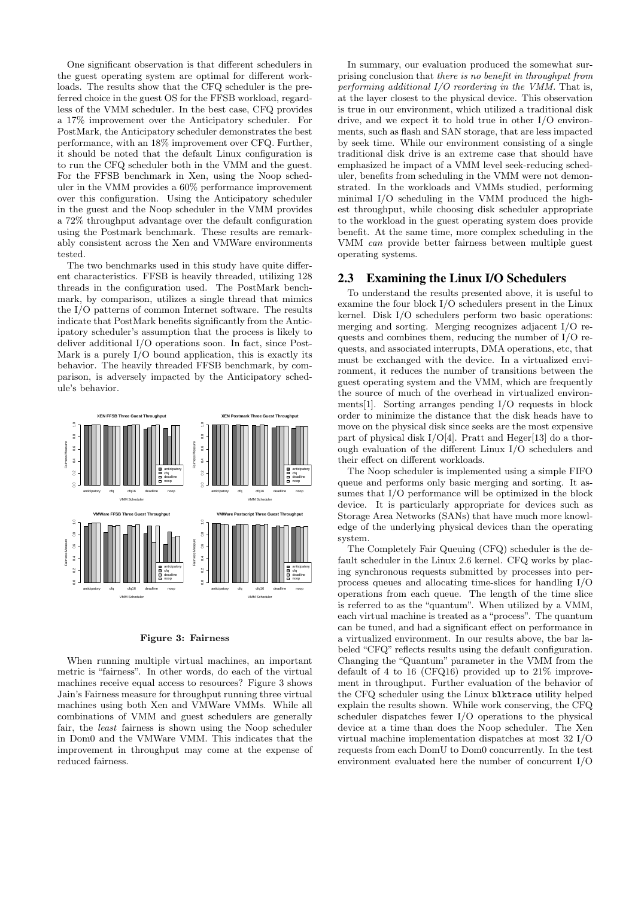One significant observation is that different schedulers in the guest operating system are optimal for different workloads. The results show that the CFQ scheduler is the preferred choice in the guest OS for the FFSB workload, regardless of the VMM scheduler. In the best case, CFQ provides a 17% improvement over the Anticipatory scheduler. For PostMark, the Anticipatory scheduler demonstrates the best performance, with an 18% improvement over CFQ. Further, it should be noted that the default Linux configuration is to run the CFQ scheduler both in the VMM and the guest. For the FFSB benchmark in Xen, using the Noop scheduler in the VMM provides a 60% performance improvement over this configuration. Using the Anticipatory scheduler in the guest and the Noop scheduler in the VMM provides a 72% throughput advantage over the default configuration using the Postmark benchmark. These results are remarkably consistent across the Xen and VMWare environments tested.

The two benchmarks used in this study have quite different characteristics. FFSB is heavily threaded, utilizing 128 threads in the configuration used. The PostMark benchmark, by comparison, utilizes a single thread that mimics the I/O patterns of common Internet software. The results indicate that PostMark benefits significantly from the Anticipatory scheduler's assumption that the process is likely to deliver additional I/O operations soon. In fact, since PostMark is a purely I/O bound application, this is exactly its behavior. The heavily threaded FFSB benchmark, by comparison, is adversely impacted by the Anticipatory schedule's behavior.

**Figure 3: Fairness**

When running multiple virtual machines, an important metric is "fairness". In other words, do each of the virtual machines receive equal access to resources? Figure 3 shows Jain's Fairness measure for throughput running three virtual machines using both Xen and VMWare VMMs. While all combinations of VMM and guest schedulers are generally fair, the *least* fairness is shown using the Noop scheduler in Dom0 and the VMWare VMM. This indicates that the improvement in throughput may come at the expense of reduced fairness.

In summary, our evaluation produced the somewhat surprising conclusion that *there is no benefit in throughput from performing additional I/O reordering in the VMM*. That is, at the layer closest to the physical device. This observation is true in our environment, which utilized a traditional disk drive, and we expect it to hold true in other I/O environments, such as flash and SAN storage, that are less impacted by seek time. While our environment consisting of a single traditional disk drive is an extreme case that should have emphasized he impact of a VMM level seek-reducing scheduler, benefits from scheduling in the VMM were not demonstrated. In the workloads and VMMs studied, performing minimal I/O scheduling in the VMM produced the highest throughput, while choosing disk scheduler appropriate to the workload in the guest operating system does provide benefit. At the same time, more complex scheduling in the VMM *can* provide better fairness between multiple guest operating systems.

## 2.3 Examining the Linux I/O Schedulers

To understand the results presented above, it is useful to examine the four block I/O schedulers present in the Linux kernel. Disk I/O schedulers perform two basic operations: merging and sorting. Merging recognizes adjacent I/O requests and combines them, reducing the number of I/O requests, and associated interrupts, DMA operations, etc, that must be exchanged with the device. In a virtualized environment, it reduces the number of transitions between the guest operating system and the VMM, which are frequently the source of much of the overhead in virtualized environments[1]. Sorting arranges pending I/O requests in block order to minimize the distance that the disk heads have to move on the physical disk since seeks are the most expensive part of physical disk I/O[4]. Pratt and Heger[13] do a thorough evaluation of the different Linux I/O schedulers and their effect on different workloads.

The Noop scheduler is implemented using a simple FIFO queue and performs only basic merging and sorting. It assumes that I/O performance will be optimized in the block device. It is particularly appropriate for devices such as Storage Area Networks (SANs) that have much more knowledge of the underlying physical devices than the operating system.

The Completely Fair Queuing (CFQ) scheduler is the default scheduler in the Linux 2.6 kernel. CFQ works by placing synchronous requests submitted by processes into per-process queues and allocating time-slices for handling I/O operations from each queue. The length of the time slice is referred to as the "quantum". When utilized by a VMM, each virtual machine is treated as a "process". The quantum can be tuned, and had a significant effect on performance in a virtualized environment. In our results above, the bar labeled "CFQ" reflects results using the default configuration. Changing the "Quantum" parameter in the VMM from the default of 4 to 16 (CFQ16) provided up to 21% improvement in throughput. Further evaluation of the behavior of the CFQ scheduler using the Linux `blktrace` utility helped explain the results shown. While work conserving, the CFQ scheduler dispatches fewer I/O operations to the physical device at a time than does the Noop scheduler. The Xen virtual machine implementation dispatches at most 32 I/O requests from each DomU to Dom0 concurrently. In the test environment evaluated here the number of concurrent I/O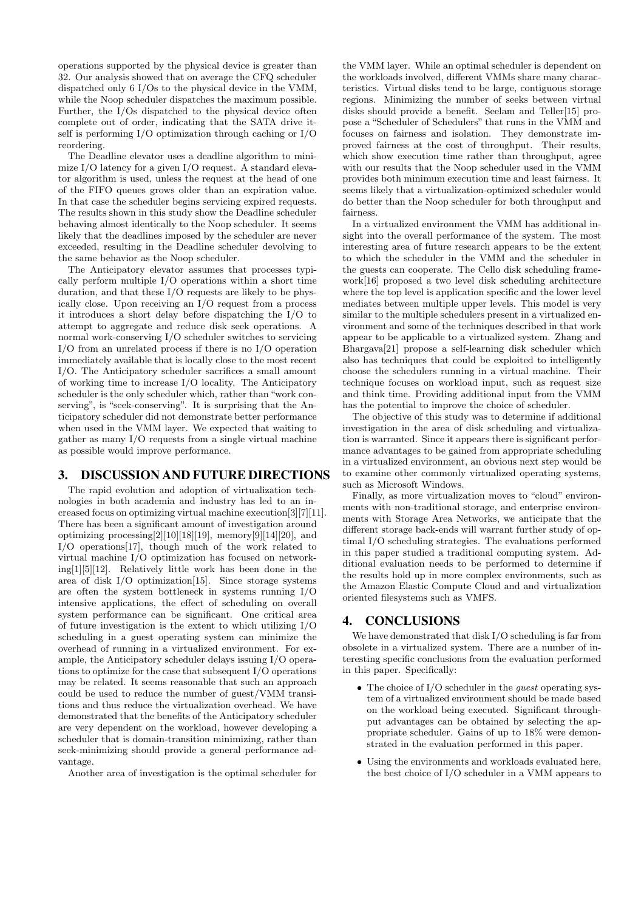operations supported by the physical device is greater than 32. Our analysis showed that on average the CFQ scheduler dispatched only 6 I/Os to the physical device in the VMM, while the Noop scheduler dispatches the maximum possible. Further, the I/Os dispatched to the physical device often complete out of order, indicating that the SATA drive itself is performing I/O optimization through caching or I/O reordering.

The Deadline elevator uses a deadline algorithm to minimize I/O latency for a given I/O request. A standard elevator algorithm is used, unless the request at the head of one of the FIFO queues grows older than an expiration value. In that case the scheduler begins servicing expired requests. The results shown in this study show the Deadline scheduler behaving almost identically to the Noop scheduler. It seems likely that the deadlines imposed by the scheduler are never exceeded, resulting in the Deadline scheduler devolving to the same behavior as the Noop scheduler.

The Anticipatory elevator assumes that processes typically perform multiple I/O operations within a short time duration, and that these I/O requests are likely to be physically close. Upon receiving an I/O request from a process it introduces a short delay before dispatching the I/O to attempt to aggregate and reduce disk seek operations. A normal work-conserving I/O scheduler switches to servicing I/O from an unrelated process if there is no I/O operation immediately available that is locally close to the most recent I/O. The Anticipatory scheduler sacrifices a small amount of working time to increase I/O locality. The Anticipatory scheduler is the only scheduler which, rather than "work conserving", is "seek-conserving". It is surprising that the Anticipatory scheduler did not demonstrate better performance when used in the VMM layer. We expected that waiting to gather as many I/O requests from a single virtual machine as possible would improve performance.

## 3. DISCUSSION AND FUTURE DIRECTIONS

The rapid evolution and adoption of virtualization technologies in both academia and industry has led to an increased focus on optimizing virtual machine execution[3][7][11]. There has been a significant amount of investigation around optimizing processing[2][10][18][19], memory[9][14][20], and I/O operations[17], though much of the work related to virtual machine I/O optimization has focused on networking[1][5][12]. Relatively little work has been done in the area of disk I/O optimization[15]. Since storage systems are often the system bottleneck in systems running I/O intensive applications, the effect of scheduling on overall system performance can be significant. One critical area of future investigation is the extent to which utilizing I/O scheduling in a guest operating system can minimize the overhead of running in a virtualized environment. For example, the Anticipatory scheduler delays issuing I/O operations to optimize for the case that subsequent I/O operations may be related. It seems reasonable that such an approach could be used to reduce the number of guest/VMM transitions and thus reduce the virtualization overhead. We have demonstrated that the benefits of the Anticipatory scheduler are very dependent on the workload, however developing a scheduler that is domain-transition minimizing, rather than seek-minimizing should provide a general performance advantage.

Another area of investigation is the optimal scheduler for the VMM layer. While an optimal scheduler is dependent on the workloads involved, different VMMs share many characteristics. Virtual disks tend to be large, contiguous storage regions. Minimizing the number of seeks between virtual disks should provide a benefit. Seelam and Teller[15] propose a "Scheduler of Schedulers" that runs in the VMM and focuses on fairness and isolation. They demonstrate improved fairness at the cost of throughput. Their results, which show execution time rather than throughput, agree with our results that the Noop scheduler used in the VMM provides both minimum execution time and least fairness. It seems likely that a virtualization-optimized scheduler would do better than the Noop scheduler for both throughput and fairness.

In a virtualized environment the VMM has additional insight into the overall performance of the system. The most interesting area of future research appears to be the extent to which the scheduler in the VMM and the scheduler in the guests can cooperate. The Cello disk scheduling framework[16] proposed a two level disk scheduling architecture where the top level is application specific and the lower level mediates between multiple upper levels. This model is very similar to the multiple schedulers present in a virtualized environment and some of the techniques described in that work appear to be applicable to a virtualized system. Zhang and Bhargava[21] propose a self-learning disk scheduler which also has techniques that could be exploited to intelligently choose the schedulers running in a virtual machine. Their technique focuses on workload input, such as request size and think time. Providing additional input from the VMM has the potential to improve the choice of scheduler.

The objective of this study was to determine if additional investigation in the area of disk scheduling and virtualization is warranted. Since it appears there is significant performance advantages to be gained from appropriate scheduling in a virtualized environment, an obvious next step would be to examine other commonly virtualized operating systems, such as Microsoft Windows.

Finally, as more virtualization moves to "cloud" environments with non-traditional storage, and enterprise environments with Storage Area Networks, we anticipate that the different storage back-ends will warrant further study of optimal I/O scheduling strategies. The evaluations performed in this paper studied a traditional computing system. Additional evaluation needs to be performed to determine if the results hold up in more complex environments, such as the Amazon Elastic Compute Cloud and and virtualization oriented filesystems such as VMFS.

## 4. CONCLUSIONS

We have demonstrated that disk I/O scheduling is far from obsolete in a virtualized system. There are a number of interesting specific conclusions from the evaluation performed in this paper. Specifically:

- The choice of I/O scheduler in the *guest* operating system of a virtualized environment should be made based on the workload being executed. Significant throughput advantages can be obtained by selecting the appropriate scheduler. Gains of up to 18% were demonstrated in the evaluation performed in this paper.
- Using the environments and workloads evaluated here, the best choice of I/O scheduler in a VMM appears to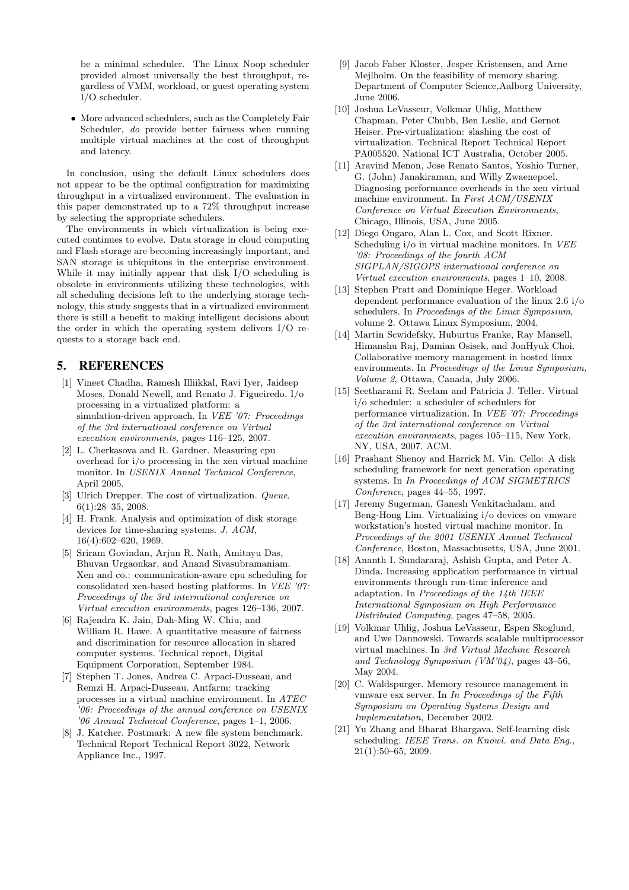be a minimal scheduler. The Linux Noop scheduler provided almost universally the best throughput, regardless of VMM, workload, or guest operating system I/O scheduler.

- More advanced schedulers, such as the Completely Fair Scheduler, *do* provide better fairness when running multiple virtual machines at the cost of throughput and latency.

In conclusion, using the default Linux schedulers does not appear to be the optimal configuration for maximizing throughput in a virtualized environment. The evaluation in this paper demonstrated up to a 72% throughput increase by selecting the appropriate schedulers.

The environments in which virtualization is being executed continues to evolve. Data storage in cloud computing and Flash storage are becoming increasingly important, and SAN storage is ubiquitous in the enterprise environment. While it may initially appear that disk I/O scheduling is obsolete in environments utilizing these technologies, with all scheduling decisions left to the underlying storage technology, this study suggests that in a virtualized environment there is still a benefit to making intelligent decisions about the order in which the operating system delivers I/O requests to a storage back end.

## 5. REFERENCES

[1] Vineet Chadha, Ramesh Illiikkal, Ravi Iyer, Jaideep Moses, Donald Newell, and Renato J. Figueiredo. I/o processing in a virtualized platform: a simulation-driven approach. In *VEE '07: Proceedings of the 3rd international conference on Virtual execution environments*, pages 116–125, 2007.

[2] L. Cherkasova and R. Gardner. Measuring cpu overhead for i/o processing in the xen virtual machine monitor. In *USENIX Annual Technical Conference*, April 2005.

[3] Ulrich Drepper. The cost of virtualization. *Queue*, 6(1):28–35, 2008.

[4] H. Frank. Analysis and optimization of disk storage devices for time-sharing systems. *J. ACM*, 16(4):602–620, 1969.

[5] Sriram Govindan, Arjun R. Nath, Amitayu Das, Bhuvan Urgaonkar, and Anand Sivasubramaniam. Xen and co.: communication-aware cpu scheduling for consolidated xen-based hosting platforms. In *VEE '07: Proceedings of the 3rd international conference on Virtual execution environments*, pages 126–136, 2007.

[6] Rajendra K. Jain, Dah-Ming W. Chiu, and William R. Hawe. A quantitative measure of fairness and discrimination for resource allocation in shared computer systems. Technical report, Digital Equipment Corporation, September 1984.

[7] Stephen T. Jones, Andrea C. Arpaci-Dusseau, and Remzi H. Arpaci-Dusseau. Antfarm: tracking processes in a virtual machine environment. In *ATEC '06: Proceedings of the annual conference on USENIX '06 Annual Technical Conference*, pages 1–1, 2006.

[8] J. Katcher. Postmark: A new file system benchmark. Technical Report Technical Report 3022, Network Appliance Inc., 1997.

[9] Jacob Faber Kloster, Jesper Kristensen, and Arne Mejlholm. On the feasibility of memory sharing. Department of Computer Science,Aalborg University, June 2006.

[10] Joshua LeVasseur, Volkmar Uhlig, Matthew Chapman, Peter Chubb, Ben Leslie, and Gernot Heiser. Pre-virtualization: slashing the cost of virtualization. Technical Report Technical Report PA005520, National ICT Australia, October 2005.

[11] Aravind Menon, Jose Renato Santos, Yoshio Turner, G. (John) Janakiraman, and Willy Zwaenepoel. Diagnosing performance overheads in the xen virtual machine environment. In *First ACM/USENIX Conference on Virtual Execution Environments*, Chicago, Illinois, USA, June 2005.

[12] Diego Ongaro, Alan L. Cox, and Scott Rixner. Scheduling i/o in virtual machine monitors. In *VEE '08: Proceedings of the fourth ACM SIGPLAN/SIGOPS international conference on Virtual execution environments*, pages 1–10, 2008.

[13] Stephen Pratt and Dominique Heger. Workload dependent performance evaluation of the linux 2.6 i/o schedulers. In *Proceedings of the Linux Symposium*, volume 2. Ottawa Linux Symposium, 2004.

[14] Martin Scwidefsky, Huburtus Franke, Ray Mansell, Himanshu Raj, Damian Osisek, and JonHyuk Choi. Collaborative memory management in hosted linux environments. In *Proceedings of the Linux Symposium, Volume 2*, Ottawa, Canada, July 2006.

[15] Seetharami R. Seelam and Patricia J. Teller. Virtual i/o scheduler: a scheduler of schedulers for performance virtualization. In *VEE '07: Proceedings of the 3rd international conference on Virtual execution environments*, pages 105–115, New York, NY, USA, 2007. ACM.

[16] Prashant Shenoy and Harrick M. Vin. Cello: A disk scheduling framework for next generation operating systems. In *In Proceedings of ACM SIGMETRICS Conference*, pages 44–55, 1997.

[17] Jeremy Sugerman, Ganesh Venkitachalam, and Beng-Hong Lim. Virtualizing i/o devices on vmware workstation's hosted virtual machine monitor. In *Proceedings of the 2001 USENIX Annual Technical Conference*, Boston, Massachusetts, USA, June 2001.

[18] Ananth I. Sundararaj, Ashish Gupta, and Peter A. Dinda. Increasing application performance in virtual environments through run-time inference and adaptation. In *Proceedings of the 14th IEEE International Symposium on High Performance Distributed Computing*, pages 47–58, 2005.

[19] Volkmar Uhlig, Joshua LeVasseur, Espen Skoglund, and Uwe Dannowski. Towards scalable multiprocessor virtual machines. In *3rd Virtual Machine Research and Technology Symposium (VM'04)*, pages 43–56, May 2004.

[20] C. Waldspurger. Memory resource management in vmware esx server. In *In Proceedings of the Fifth Symposium on Operating Systems Design and Implementation*, December 2002.

[21] Yu Zhang and Bharat Bhargava. Self-learning disk scheduling. *IEEE Trans. on Knowl. and Data Eng.*, 21(1):50–65, 2009.